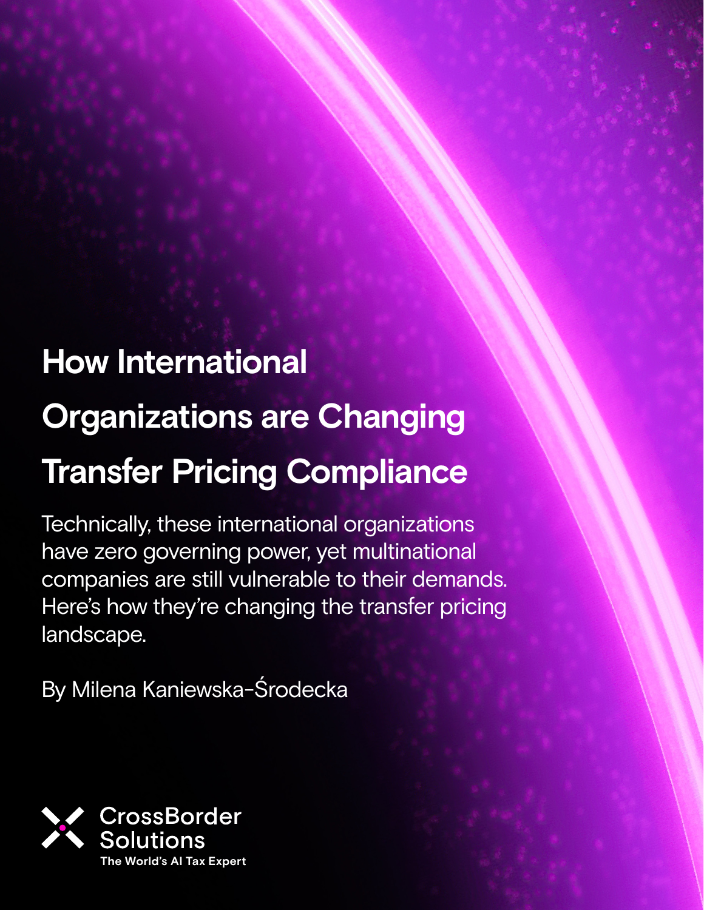# How International Organizations are Changing Transfer Pricing Compliance

Technically, these international organizations have zero governing power, yet multinational companies are still vulnerable to their demands. Here's how they're changing the transfer pricing landscape.

By Milena Kaniewska-Środecka

CrossBorder Solutions

The World's AI Tax Expert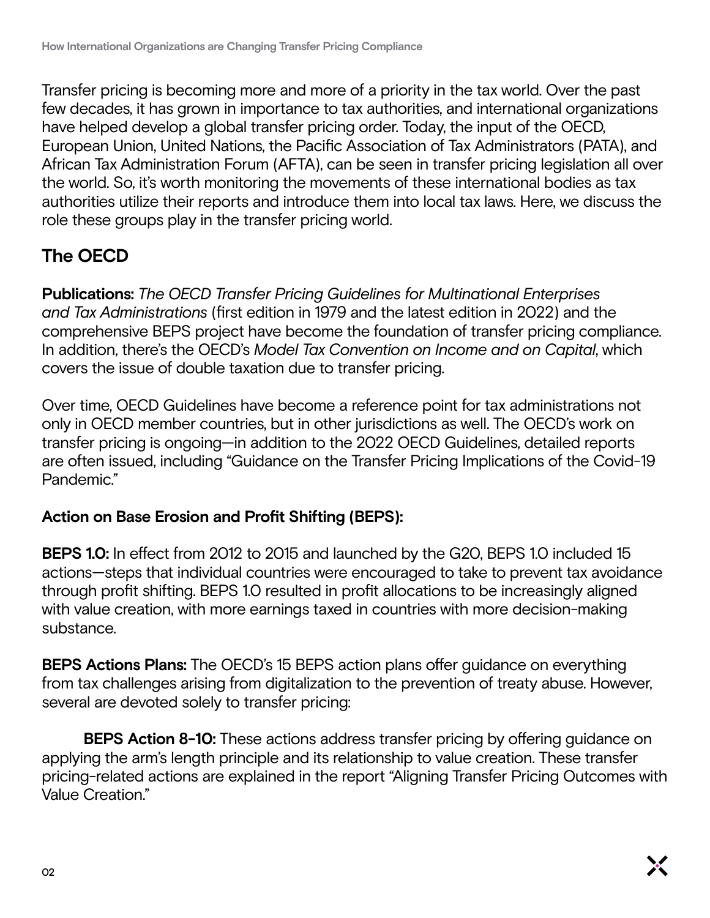Transfer pricing is becoming more and more of a priority in the tax world. Over the past few decades, it has grown in importance to tax authorities, and international organizations have helped develop a global transfer pricing order. Today, the input of the OECD, European Union, United Nations, the Pacific Association of Tax Administrators (PATA), and African Tax Administration Forum (AFTA), can be seen in transfer pricing legislation all over the world. So, it's worth monitoring the movements of these international bodies as tax authorities utilize their reports and introduce them into local tax laws. Here, we discuss the role these groups play in the transfer pricing world.

## The OECD

**Publications:** *The OECD Transfer Pricing Guidelines for Multinational Enterprises and Tax Administrations* (first edition in 1979 and the latest edition in 2022) and the comprehensive BEPS project have become the foundation of transfer pricing compliance. In addition, there's the OECD's *Model Tax Convention on Income and on Capital*, which covers the issue of double taxation due to transfer pricing.

Over time, OECD Guidelines have become a reference point for tax administrations not only in OECD member countries, but in other jurisdictions as well. The OECD's work on transfer pricing is ongoing—in addition to the 2022 OECD Guidelines, detailed reports are often issued, including "Guidance on the Transfer Pricing Implications of the Covid-19 Pandemic."

### Action on Base Erosion and Profit Shifting (BEPS):

**BEPS 1.0:** In effect from 2012 to 2015 and launched by the G20, BEPS 1.0 included 15 actions—steps that individual countries were encouraged to take to prevent tax avoidance through profit shifting. BEPS 1.0 resulted in profit allocations to be increasingly aligned with value creation, with more earnings taxed in countries with more decision-making substance.

**BEPS Actions Plans:** The OECD's 15 BEPS action plans offer guidance on everything from tax challenges arising from digitalization to the prevention of treaty abuse. However, several are devoted solely to transfer pricing:

**BEPS Action 8-10:** These actions address transfer pricing by offering guidance on applying the arm's length principle and its relationship to value creation. These transfer pricing-related actions are explained in the report "Aligning Transfer Pricing Outcomes with Value Creation."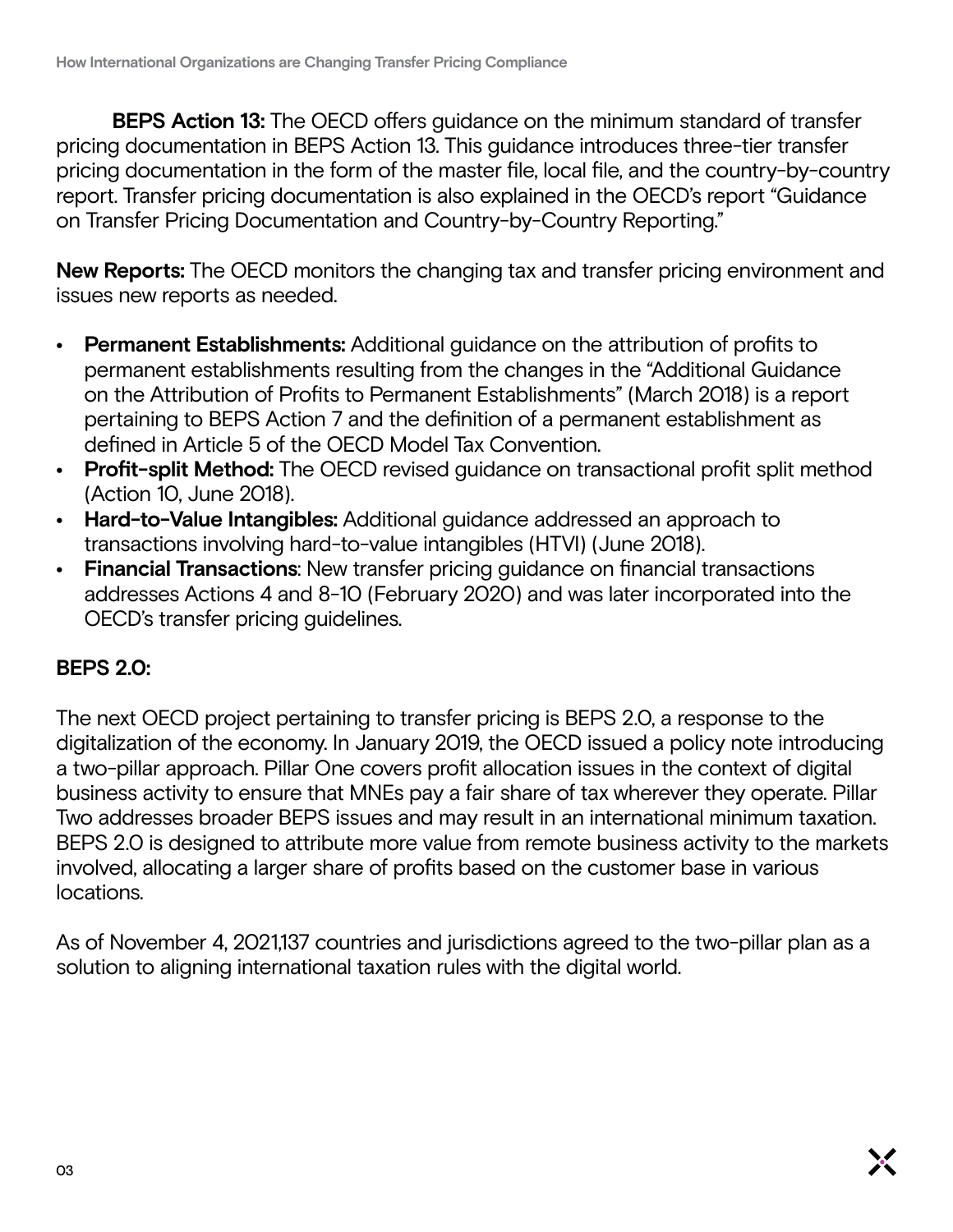**BEPS Action 13:** The OECD offers guidance on the minimum standard of transfer pricing documentation in BEPS Action 13. This guidance introduces three-tier transfer pricing documentation in the form of the master file, local file, and the country-by-country report. Transfer pricing documentation is also explained in the OECD's report "Guidance on Transfer Pricing Documentation and Country-by-Country Reporting."

**New Reports:** The OECD monitors the changing tax and transfer pricing environment and issues new reports as needed.

- **Permanent Establishments:** Additional guidance on the attribution of profits to permanent establishments resulting from the changes in the "Additional Guidance on the Attribution of Profits to Permanent Establishments" (March 2018) is a report pertaining to BEPS Action 7 and the definition of a permanent establishment as defined in Article 5 of the OECD Model Tax Convention.
- **Profit-split Method:** The OECD revised guidance on transactional profit split method (Action 10, June 2018).
- **Hard-to-Value Intangibles:** Additional guidance addressed an approach to transactions involving hard-to-value intangibles (HTVI) (June 2018).
- **Financial Transactions**: New transfer pricing guidance on financial transactions addresses Actions 4 and 8-10 (February 2020) and was later incorporated into the OECD's transfer pricing guidelines.

**BEPS 2.0:**

The next OECD project pertaining to transfer pricing is BEPS 2.0, a response to the digitalization of the economy. In January 2019, the OECD issued a policy note introducing a two-pillar approach. Pillar One covers profit allocation issues in the context of digital business activity to ensure that MNEs pay a fair share of tax wherever they operate. Pillar Two addresses broader BEPS issues and may result in an international minimum taxation. BEPS 2.0 is designed to attribute more value from remote business activity to the markets involved, allocating a larger share of profits based on the customer base in various locations.

As of November 4, 2021,137 countries and jurisdictions agreed to the two-pillar plan as a solution to aligning international taxation rules with the digital world.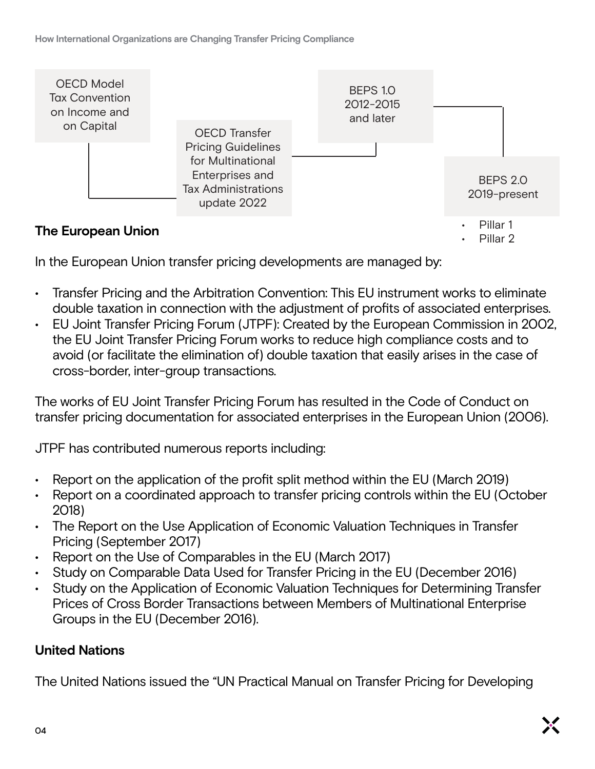OECD Model Tax Convention on Income and on Capital

OECD Transfer Pricing Guidelines for Multinational Enterprises and Tax Administrations update 2022

BEPS 1.0 2012-2015 and later

BEPS 2.0 2019-present

- Pillar 1
- Pillar 2

## The European Union

In the European Union transfer pricing developments are managed by:

- Transfer Pricing and the Arbitration Convention: This EU instrument works to eliminate double taxation in connection with the adjustment of profits of associated enterprises.
- EU Joint Transfer Pricing Forum (JTPF): Created by the European Commission in 2002, the EU Joint Transfer Pricing Forum works to reduce high compliance costs and to avoid (or facilitate the elimination of) double taxation that easily arises in the case of cross-border, inter-group transactions.

The works of EU Joint Transfer Pricing Forum has resulted in the Code of Conduct on transfer pricing documentation for associated enterprises in the European Union (2006).

JTPF has contributed numerous reports including:

- Report on the application of the profit split method within the EU (March 2019)
- Report on a coordinated approach to transfer pricing controls within the EU (October 2018)
- The Report on the Use Application of Economic Valuation Techniques in Transfer Pricing (September 2017)
- Report on the Use of Comparables in the EU (March 2017)
- Study on Comparable Data Used for Transfer Pricing in the EU (December 2016)
- Study on the Application of Economic Valuation Techniques for Determining Transfer Prices of Cross Border Transactions between Members of Multinational Enterprise Groups in the EU (December 2016).

## United Nations

The United Nations issued the "UN Practical Manual on Transfer Pricing for Developing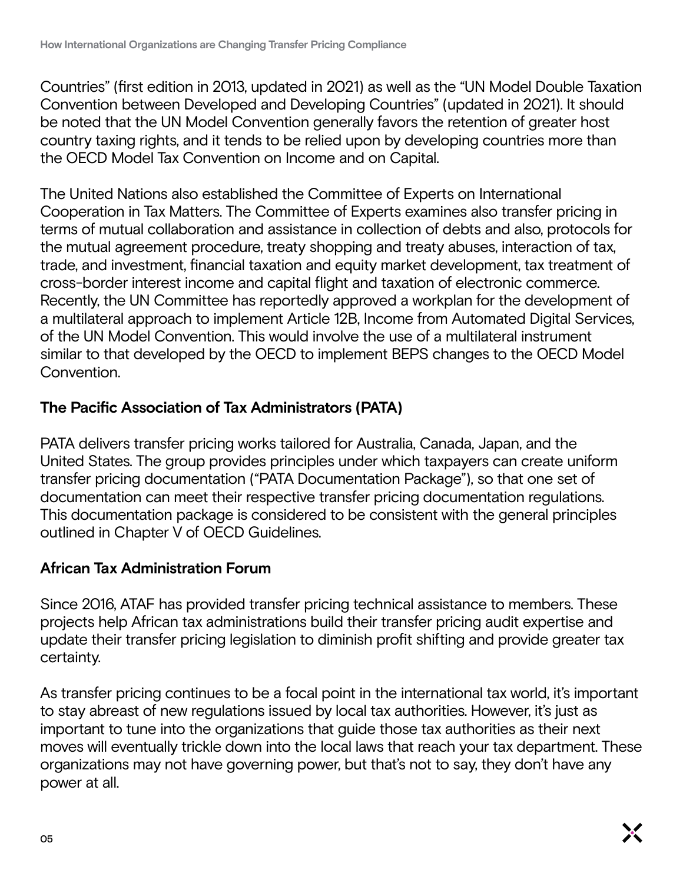Countries" (first edition in 2013, updated in 2021) as well as the "UN Model Double Taxation Convention between Developed and Developing Countries" (updated in 2021). It should be noted that the UN Model Convention generally favors the retention of greater host country taxing rights, and it tends to be relied upon by developing countries more than the OECD Model Tax Convention on Income and on Capital.

The United Nations also established the Committee of Experts on International Cooperation in Tax Matters. The Committee of Experts examines also transfer pricing in terms of mutual collaboration and assistance in collection of debts and also, protocols for the mutual agreement procedure, treaty shopping and treaty abuses, interaction of tax, trade, and investment, financial taxation and equity market development, tax treatment of cross-border interest income and capital flight and taxation of electronic commerce. Recently, the UN Committee has reportedly approved a workplan for the development of a multilateral approach to implement Article 12B, Income from Automated Digital Services, of the UN Model Convention. This would involve the use of a multilateral instrument similar to that developed by the OECD to implement BEPS changes to the OECD Model Convention.

### The Pacific Association of Tax Administrators (PATA)

PATA delivers transfer pricing works tailored for Australia, Canada, Japan, and the United States. The group provides principles under which taxpayers can create uniform transfer pricing documentation ("PATA Documentation Package"), so that one set of documentation can meet their respective transfer pricing documentation regulations. This documentation package is considered to be consistent with the general principles outlined in Chapter V of OECD Guidelines.

### African Tax Administration Forum

Since 2016, ATAF has provided transfer pricing technical assistance to members. These projects help African tax administrations build their transfer pricing audit expertise and update their transfer pricing legislation to diminish profit shifting and provide greater tax certainty.

As transfer pricing continues to be a focal point in the international tax world, it's important to stay abreast of new regulations issued by local tax authorities. However, it's just as important to tune into the organizations that guide those tax authorities as their next moves will eventually trickle down into the local laws that reach your tax department. These organizations may not have governing power, but that's not to say, they don't have any power at all.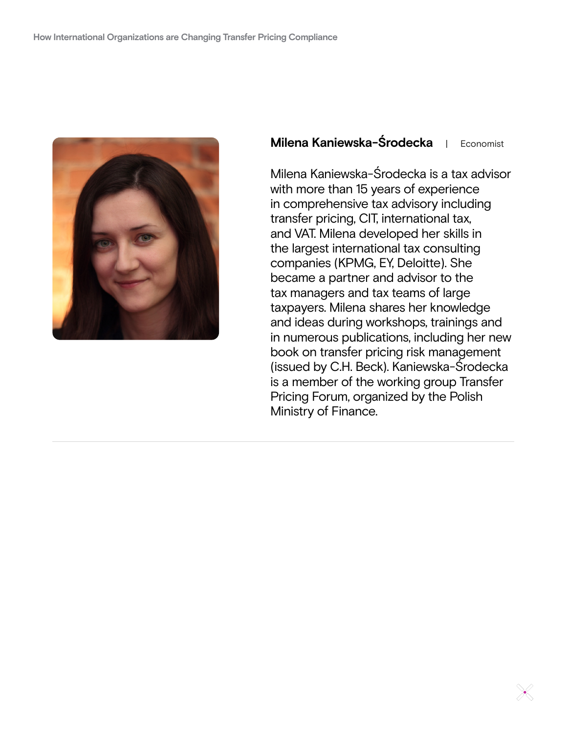**Milena Kaniewska-Środecka** | Economist

Milena Kaniewska-Środecka is a tax advisor with more than 15 years of experience in comprehensive tax advisory including transfer pricing, CIT, international tax, and VAT. Milena developed her skills in the largest international tax consulting companies (KPMG, EY, Deloitte). She became a partner and advisor to the tax managers and tax teams of large taxpayers. Milena shares her knowledge and ideas during workshops, trainings and in numerous publications, including her new book on transfer pricing risk management (issued by C.H. Beck). Kaniewska-Środecka is a member of the working group Transfer Pricing Forum, organized by the Polish Ministry of Finance.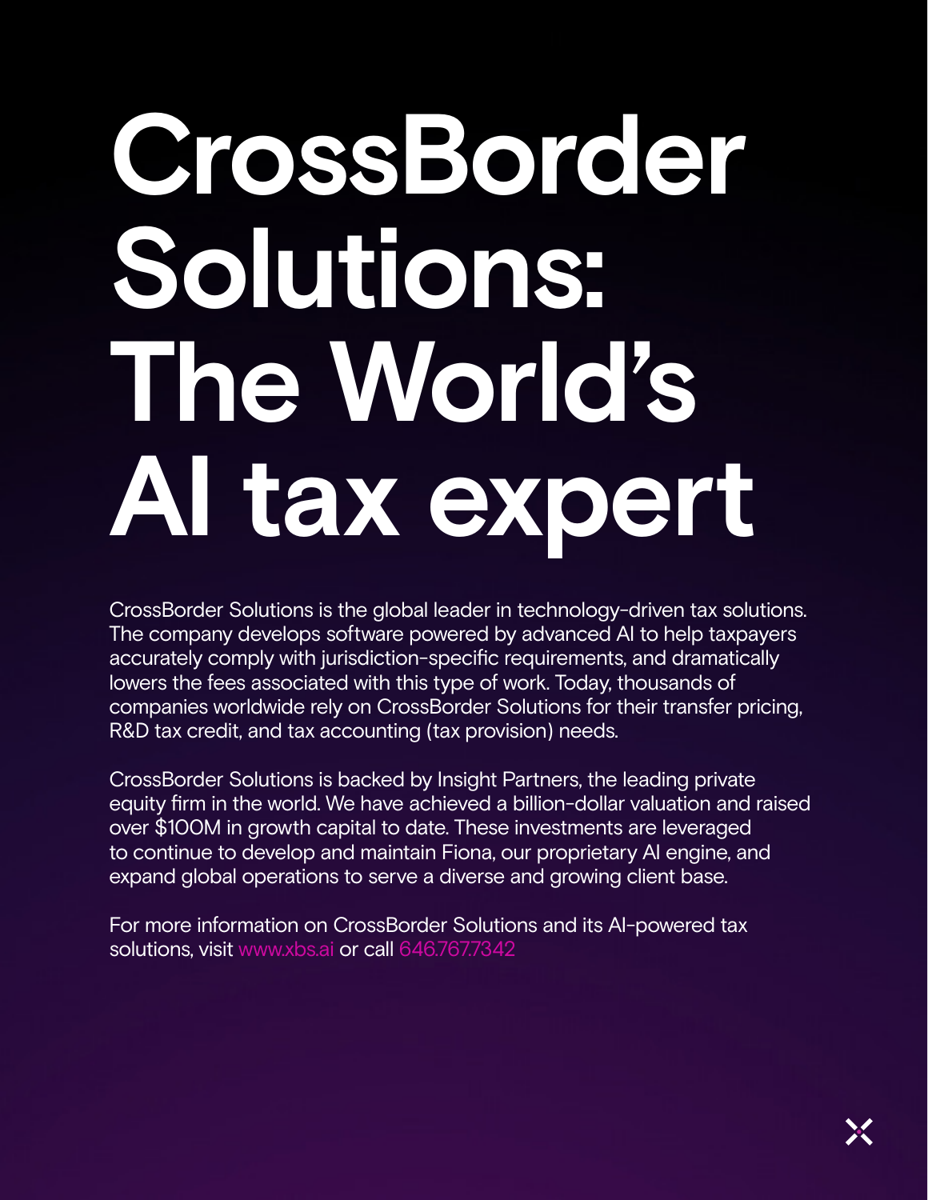# CrossBorder Solutions: The World's AI tax expert

CrossBorder Solutions is the global leader in technology-driven tax solutions. The company develops software powered by advanced AI to help taxpayers accurately comply with jurisdiction-specific requirements, and dramatically lowers the fees associated with this type of work. Today, thousands of companies worldwide rely on CrossBorder Solutions for their transfer pricing, R&D tax credit, and tax accounting (tax provision) needs.

CrossBorder Solutions is backed by Insight Partners, the leading private equity firm in the world. We have achieved a billion-dollar valuation and raised over $100M in growth capital to date. These investments are leveraged to continue to develop and maintain Fiona, our proprietary AI engine, and expand global operations to serve a diverse and growing client base.

For more information on CrossBorder Solutions and its AI-powered tax solutions, visit www.xbs.ai or call 646.767.7342